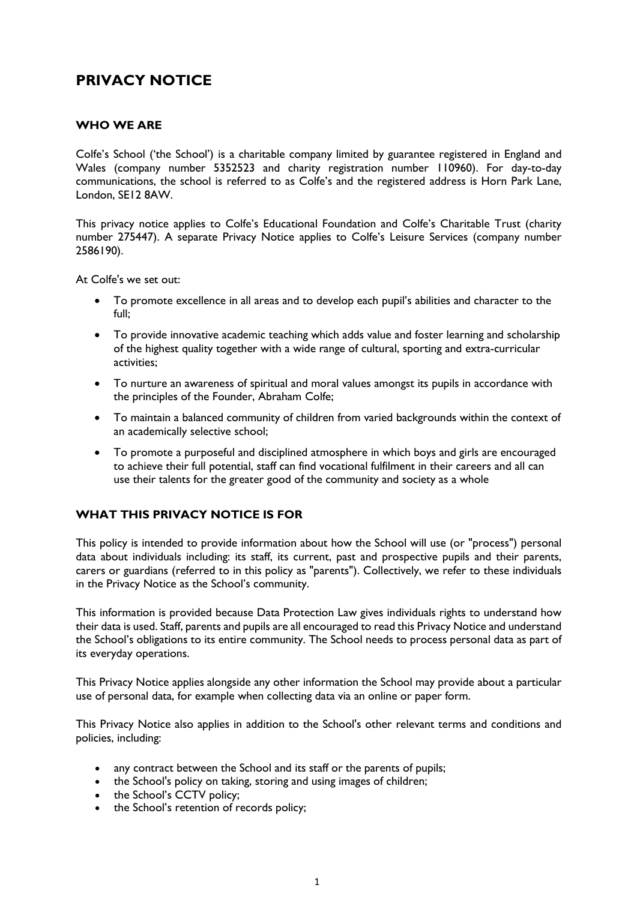# PRIVACY NOTICE

## WHO WE ARE

Colfe's School ('the School') is a charitable company limited by guarantee registered in England and Wales (company number 5352523 and charity registration number 110960). For day-to-day communications, the school is referred to as Colfe's and the registered address is Horn Park Lane, London, SE12 8AW.

This privacy notice applies to Colfe's Educational Foundation and Colfe's Charitable Trust (charity number 275447). A separate Privacy Notice applies to Colfe's Leisure Services (company number 2586190).

At Colfe's we set out:

- To promote excellence in all areas and to develop each pupil's abilities and character to the full;
- To provide innovative academic teaching which adds value and foster learning and scholarship of the highest quality together with a wide range of cultural, sporting and extra-curricular activities;
- To nurture an awareness of spiritual and moral values amongst its pupils in accordance with the principles of the Founder, Abraham Colfe;
- To maintain a balanced community of children from varied backgrounds within the context of an academically selective school;
- To promote a purposeful and disciplined atmosphere in which boys and girls are encouraged to achieve their full potential, staff can find vocational fulfilment in their careers and all can use their talents for the greater good of the community and society as a whole

## WHAT THIS PRIVACY NOTICE IS FOR

This policy is intended to provide information about how the School will use (or "process") personal data about individuals including: its staff, its current, past and prospective pupils and their parents, carers or guardians (referred to in this policy as "parents"). Collectively, we refer to these individuals in the Privacy Notice as the School's community.

This information is provided because Data Protection Law gives individuals rights to understand how their data is used. Staff, parents and pupils are all encouraged to read this Privacy Notice and understand the School's obligations to its entire community. The School needs to process personal data as part of its everyday operations.

This Privacy Notice applies alongside any other information the School may provide about a particular use of personal data, for example when collecting data via an online or paper form.

This Privacy Notice also applies in addition to the School's other relevant terms and conditions and policies, including:

- any contract between the School and its staff or the parents of pupils;
- the School's policy on taking, storing and using images of children;
- the School's CCTV policy;
- the School's retention of records policy;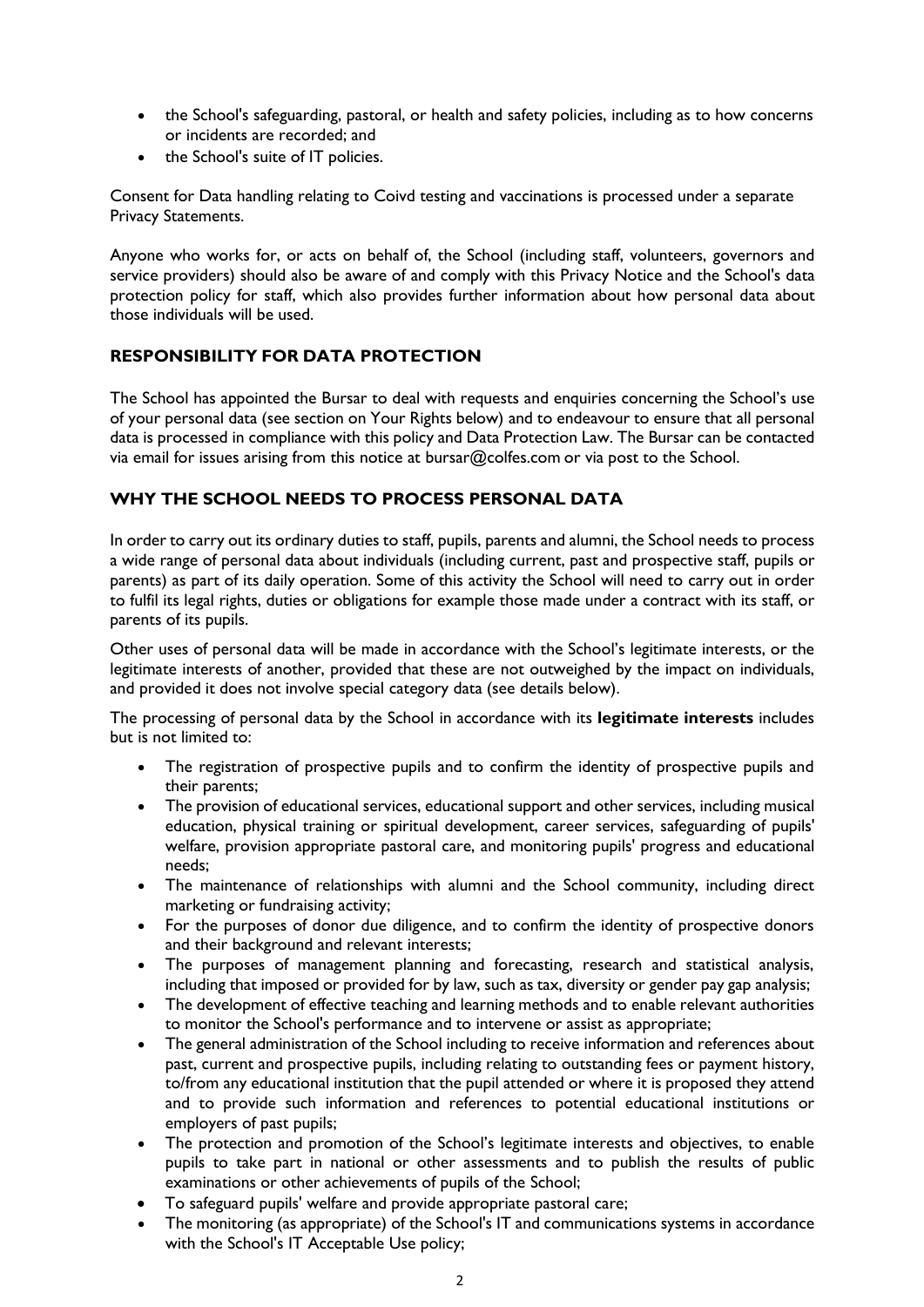- the School's safeguarding, pastoral, or health and safety policies, including as to how concerns or incidents are recorded; and
- the School's suite of IT policies.

Consent for Data handling relating to Coivd testing and vaccinations is processed under a separate Privacy Statements.

Anyone who works for, or acts on behalf of, the School (including staff, volunteers, governors and service providers) should also be aware of and comply with this Privacy Notice and the School's data protection policy for staff, which also provides further information about how personal data about those individuals will be used.

## RESPONSIBILITY FOR DATA PROTECTION

The School has appointed the Bursar to deal with requests and enquiries concerning the School's use of your personal data (see section on Your Rights below) and to endeavour to ensure that all personal data is processed in compliance with this policy and Data Protection Law. The Bursar can be contacted via email for issues arising from this notice at bursar@colfes.com or via post to the School.

## WHY THE SCHOOL NEEDS TO PROCESS PERSONAL DATA

In order to carry out its ordinary duties to staff, pupils, parents and alumni, the School needs to process a wide range of personal data about individuals (including current, past and prospective staff, pupils or parents) as part of its daily operation. Some of this activity the School will need to carry out in order to fulfil its legal rights, duties or obligations for example those made under a contract with its staff, or parents of its pupils.

Other uses of personal data will be made in accordance with the School's legitimate interests, or the legitimate interests of another, provided that these are not outweighed by the impact on individuals, and provided it does not involve special category data (see details below).

The processing of personal data by the School in accordance with its **legitimate interests** includes but is not limited to:

- The registration of prospective pupils and to confirm the identity of prospective pupils and their parents;
- The provision of educational services, educational support and other services, including musical education, physical training or spiritual development, career services, safeguarding of pupils' welfare, provision appropriate pastoral care, and monitoring pupils' progress and educational needs;
- The maintenance of relationships with alumni and the School community, including direct marketing or fundraising activity;
- For the purposes of donor due diligence, and to confirm the identity of prospective donors and their background and relevant interests;
- The purposes of management planning and forecasting, research and statistical analysis, including that imposed or provided for by law, such as tax, diversity or gender pay gap analysis;
- The development of effective teaching and learning methods and to enable relevant authorities to monitor the School's performance and to intervene or assist as appropriate;
- The general administration of the School including to receive information and references about past, current and prospective pupils, including relating to outstanding fees or payment history, to/from any educational institution that the pupil attended or where it is proposed they attend and to provide such information and references to potential educational institutions or employers of past pupils;
- The protection and promotion of the School's legitimate interests and objectives, to enable pupils to take part in national or other assessments and to publish the results of public examinations or other achievements of pupils of the School;
- To safeguard pupils' welfare and provide appropriate pastoral care;
- The monitoring (as appropriate) of the School's IT and communications systems in accordance with the School's IT Acceptable Use policy;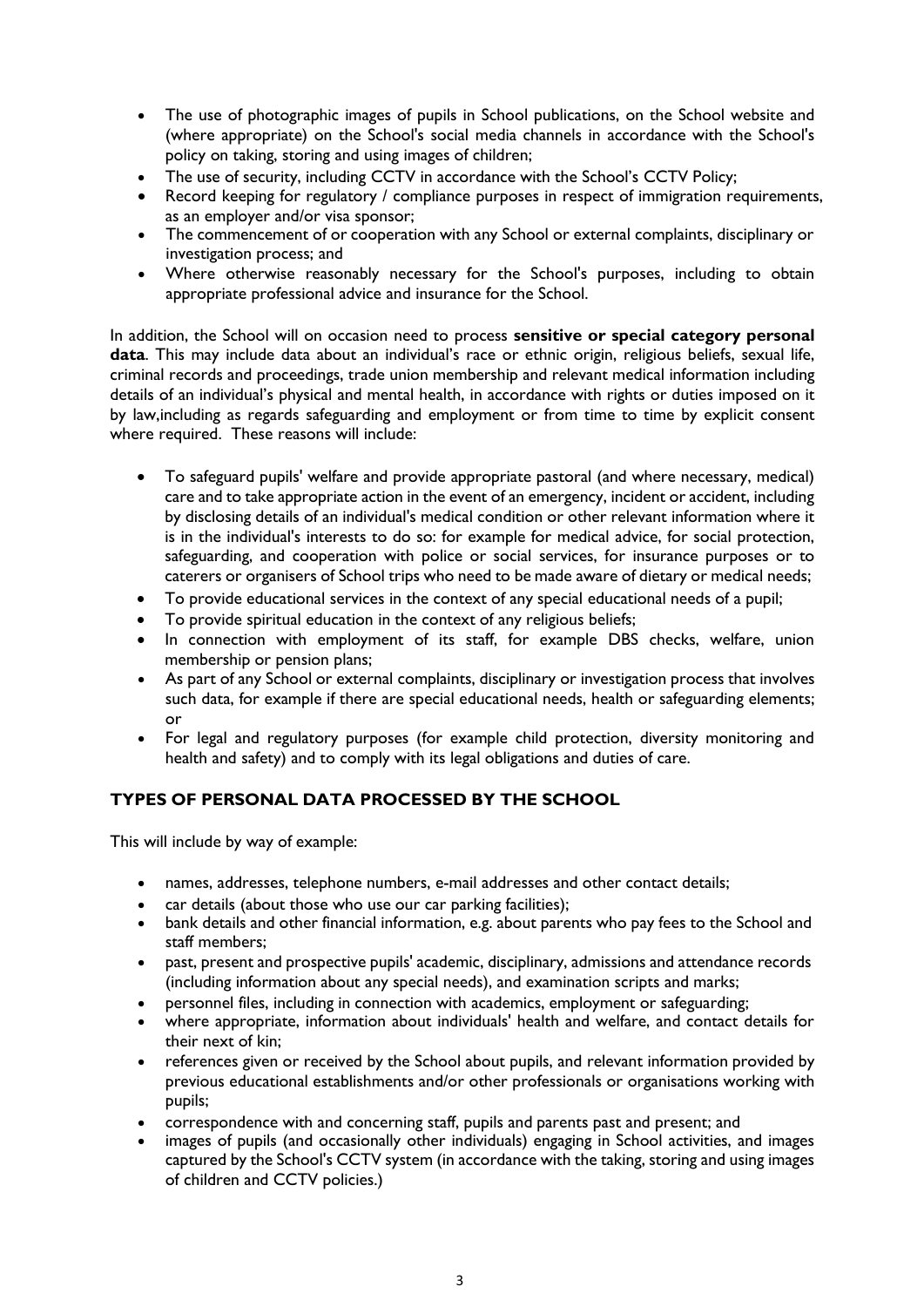- The use of photographic images of pupils in School publications, on the School website and (where appropriate) on the School's social media channels in accordance with the School's policy on taking, storing and using images of children;
- The use of security, including CCTV in accordance with the School's CCTV Policy;
- Record keeping for regulatory / compliance purposes in respect of immigration requirements, as an employer and/or visa sponsor;
- The commencement of or cooperation with any School or external complaints, disciplinary or investigation process; and
- Where otherwise reasonably necessary for the School's purposes, including to obtain appropriate professional advice and insurance for the School.

In addition, the School will on occasion need to process **sensitive or special category personal data**. This may include data about an individual's race or ethnic origin, religious beliefs, sexual life, criminal records and proceedings, trade union membership and relevant medical information including details of an individual's physical and mental health, in accordance with rights or duties imposed on it by law,including as regards safeguarding and employment or from time to time by explicit consent where required. These reasons will include:

- To safeguard pupils' welfare and provide appropriate pastoral (and where necessary, medical) care and to take appropriate action in the event of an emergency, incident or accident, including by disclosing details of an individual's medical condition or other relevant information where it is in the individual's interests to do so: for example for medical advice, for social protection, safeguarding, and cooperation with police or social services, for insurance purposes or to caterers or organisers of School trips who need to be made aware of dietary or medical needs;
- To provide educational services in the context of any special educational needs of a pupil;
- To provide spiritual education in the context of any religious beliefs;
- In connection with employment of its staff, for example DBS checks, welfare, union membership or pension plans;
- As part of any School or external complaints, disciplinary or investigation process that involves such data, for example if there are special educational needs, health or safeguarding elements; or
- For legal and regulatory purposes (for example child protection, diversity monitoring and health and safety) and to comply with its legal obligations and duties of care.

## TYPES OF PERSONAL DATA PROCESSED BY THE SCHOOL

This will include by way of example:

- names, addresses, telephone numbers, e-mail addresses and other contact details;
- car details (about those who use our car parking facilities);
- bank details and other financial information, e.g. about parents who pay fees to the School and staff members;
- past, present and prospective pupils' academic, disciplinary, admissions and attendance records (including information about any special needs), and examination scripts and marks;
- personnel files, including in connection with academics, employment or safeguarding;
- where appropriate, information about individuals' health and welfare, and contact details for their next of kin;
- references given or received by the School about pupils, and relevant information provided by previous educational establishments and/or other professionals or organisations working with pupils;
- correspondence with and concerning staff, pupils and parents past and present; and
- images of pupils (and occasionally other individuals) engaging in School activities, and images captured by the School's CCTV system (in accordance with the taking, storing and using images of children and CCTV policies.)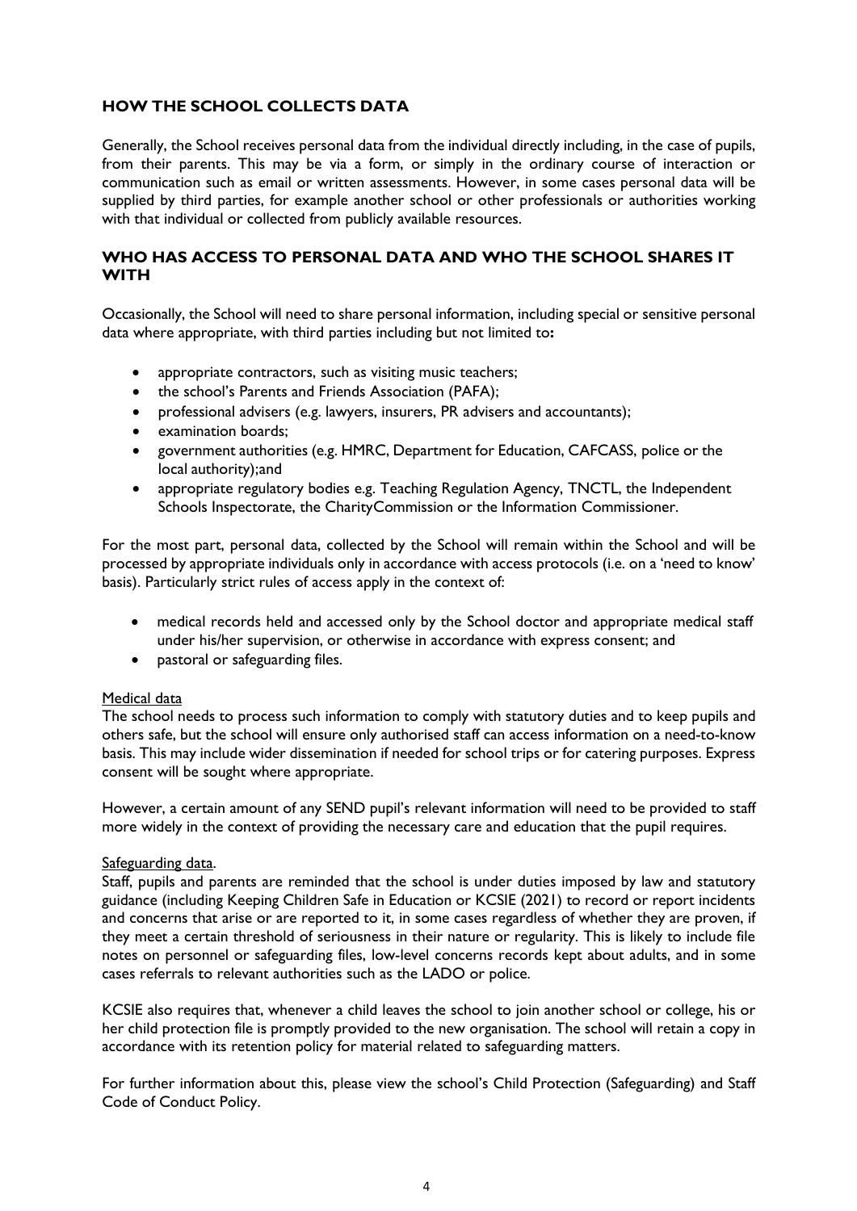## HOW THE SCHOOL COLLECTS DATA

Generally, the School receives personal data from the individual directly including, in the case of pupils, from their parents. This may be via a form, or simply in the ordinary course of interaction or communication such as email or written assessments. However, in some cases personal data will be supplied by third parties, for example another school or other professionals or authorities working with that individual or collected from publicly available resources.

## WHO HAS ACCESS TO PERSONAL DATA AND WHO THE SCHOOL SHARES IT WITH

Occasionally, the School will need to share personal information, including special or sensitive personal data where appropriate, with third parties including but not limited to**:**

- appropriate contractors, such as visiting music teachers;
- the school's Parents and Friends Association (PAFA);
- professional advisers (e.g. lawyers, insurers, PR advisers and accountants);
- examination boards;
- government authorities (e.g. HMRC, Department for Education, CAFCASS, police or the local authority);and
- appropriate regulatory bodies e.g. Teaching Regulation Agency, TNCTL, the Independent Schools Inspectorate, the CharityCommission or the Information Commissioner.

For the most part, personal data, collected by the School will remain within the School and will be processed by appropriate individuals only in accordance with access protocols (i.e. on a 'need to know' basis). Particularly strict rules of access apply in the context of:

- medical records held and accessed only by the School doctor and appropriate medical staff under his/her supervision, or otherwise in accordance with express consent; and
- pastoral or safeguarding files.

<u>Medical data</u>
The school needs to process such information to comply with statutory duties and to keep pupils and others safe, but the school will ensure only authorised staff can access information on a need-to-know basis. This may include wider dissemination if needed for school trips or for catering purposes. Express consent will be sought where appropriate.

However, a certain amount of any SEND pupil's relevant information will need to be provided to staff more widely in the context of providing the necessary care and education that the pupil requires.

<u>Safeguarding data</u>.
Staff, pupils and parents are reminded that the school is under duties imposed by law and statutory guidance (including Keeping Children Safe in Education or KCSIE (2021) to record or report incidents and concerns that arise or are reported to it, in some cases regardless of whether they are proven, if they meet a certain threshold of seriousness in their nature or regularity. This is likely to include file notes on personnel or safeguarding files, low-level concerns records kept about adults, and in some cases referrals to relevant authorities such as the LADO or police.

KCSIE also requires that, whenever a child leaves the school to join another school or college, his or her child protection file is promptly provided to the new organisation. The school will retain a copy in accordance with its retention policy for material related to safeguarding matters.

For further information about this, please view the school's Child Protection (Safeguarding) and Staff Code of Conduct Policy.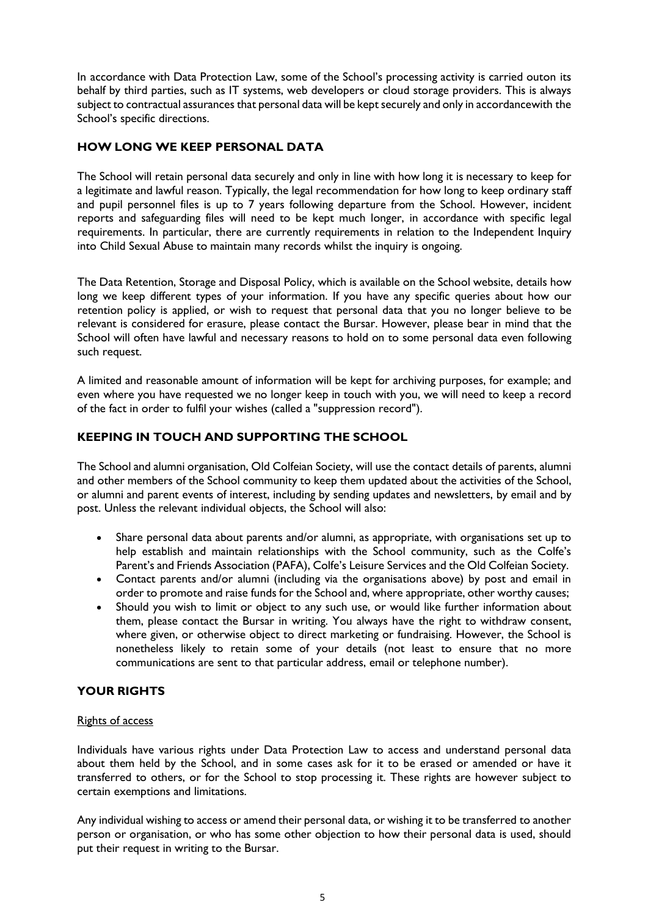In accordance with Data Protection Law, some of the School's processing activity is carried outon its behalf by third parties, such as IT systems, web developers or cloud storage providers. This is always subject to contractual assurances that personal data will be kept securely and only in accordancewith the School's specific directions.

## HOW LONG WE KEEP PERSONAL DATA

The School will retain personal data securely and only in line with how long it is necessary to keep for a legitimate and lawful reason. Typically, the legal recommendation for how long to keep ordinary staff and pupil personnel files is up to 7 years following departure from the School. However, incident reports and safeguarding files will need to be kept much longer, in accordance with specific legal requirements. In particular, there are currently requirements in relation to the Independent Inquiry into Child Sexual Abuse to maintain many records whilst the inquiry is ongoing.

The Data Retention, Storage and Disposal Policy, which is available on the School website, details how long we keep different types of your information. If you have any specific queries about how our retention policy is applied, or wish to request that personal data that you no longer believe to be relevant is considered for erasure, please contact the Bursar. However, please bear in mind that the School will often have lawful and necessary reasons to hold on to some personal data even following such request.

A limited and reasonable amount of information will be kept for archiving purposes, for example; and even where you have requested we no longer keep in touch with you, we will need to keep a record of the fact in order to fulfil your wishes (called a "suppression record").

## KEEPING IN TOUCH AND SUPPORTING THE SCHOOL

The School and alumni organisation, Old Colfeian Society, will use the contact details of parents, alumni and other members of the School community to keep them updated about the activities of the School, or alumni and parent events of interest, including by sending updates and newsletters, by email and by post. Unless the relevant individual objects, the School will also:

- Share personal data about parents and/or alumni, as appropriate, with organisations set up to help establish and maintain relationships with the School community, such as the Colfe's Parent's and Friends Association (PAFA), Colfe's Leisure Services and the Old Colfeian Society.
- Contact parents and/or alumni (including via the organisations above) by post and email in order to promote and raise funds for the School and, where appropriate, other worthy causes;
- Should you wish to limit or object to any such use, or would like further information about them, please contact the Bursar in writing. You always have the right to withdraw consent, where given, or otherwise object to direct marketing or fundraising. However, the School is nonetheless likely to retain some of your details (not least to ensure that no more communications are sent to that particular address, email or telephone number).

## YOUR RIGHTS

Rights of access

Individuals have various rights under Data Protection Law to access and understand personal data about them held by the School, and in some cases ask for it to be erased or amended or have it transferred to others, or for the School to stop processing it. These rights are however subject to certain exemptions and limitations.

Any individual wishing to access or amend their personal data, or wishing it to be transferred to another person or organisation, or who has some other objection to how their personal data is used, should put their request in writing to the Bursar.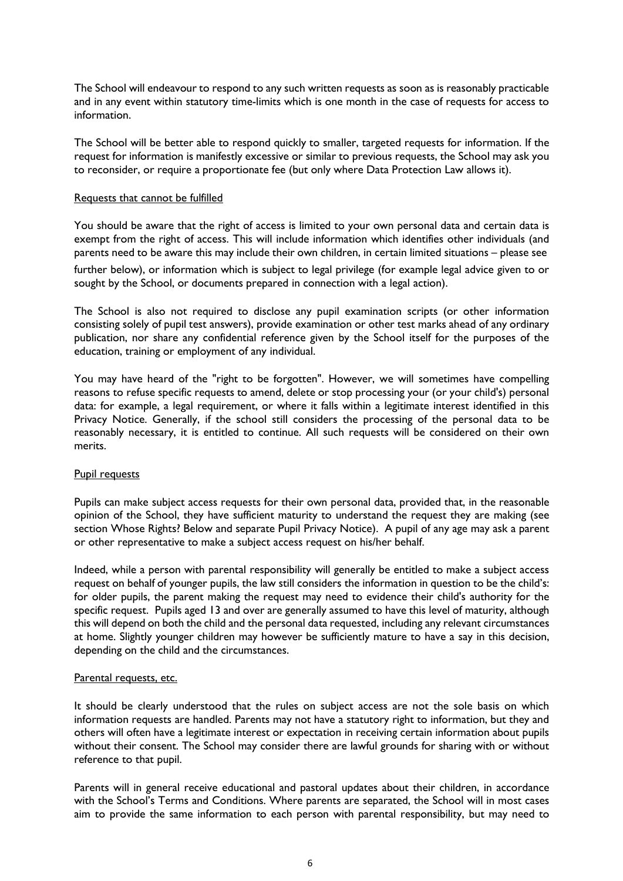The School will endeavour to respond to any such written requests as soon as is reasonably practicable and in any event within statutory time-limits which is one month in the case of requests for access to information.

The School will be better able to respond quickly to smaller, targeted requests for information. If the request for information is manifestly excessive or similar to previous requests, the School may ask you to reconsider, or require a proportionate fee (but only where Data Protection Law allows it).

Requests that cannot be fulfilled

You should be aware that the right of access is limited to your own personal data and certain data is exempt from the right of access. This will include information which identifies other individuals (and parents need to be aware this may include their own children, in certain limited situations – please see further below), or information which is subject to legal privilege (for example legal advice given to or sought by the School, or documents prepared in connection with a legal action).

The School is also not required to disclose any pupil examination scripts (or other information consisting solely of pupil test answers), provide examination or other test marks ahead of any ordinary publication, nor share any confidential reference given by the School itself for the purposes of the education, training or employment of any individual.

You may have heard of the "right to be forgotten". However, we will sometimes have compelling reasons to refuse specific requests to amend, delete or stop processing your (or your child's) personal data: for example, a legal requirement, or where it falls within a legitimate interest identified in this Privacy Notice. Generally, if the school still considers the processing of the personal data to be reasonably necessary, it is entitled to continue. All such requests will be considered on their own merits.

Pupil requests

Pupils can make subject access requests for their own personal data, provided that, in the reasonable opinion of the School, they have sufficient maturity to understand the request they are making (see section Whose Rights? Below and separate Pupil Privacy Notice). A pupil of any age may ask a parent or other representative to make a subject access request on his/her behalf.

Indeed, while a person with parental responsibility will generally be entitled to make a subject access request on behalf of younger pupils, the law still considers the information in question to be the child's: for older pupils, the parent making the request may need to evidence their child's authority for the specific request. Pupils aged 13 and over are generally assumed to have this level of maturity, although this will depend on both the child and the personal data requested, including any relevant circumstances at home. Slightly younger children may however be sufficiently mature to have a say in this decision, depending on the child and the circumstances.

Parental requests, etc.

It should be clearly understood that the rules on subject access are not the sole basis on which information requests are handled. Parents may not have a statutory right to information, but they and others will often have a legitimate interest or expectation in receiving certain information about pupils without their consent. The School may consider there are lawful grounds for sharing with or without reference to that pupil.

Parents will in general receive educational and pastoral updates about their children, in accordance with the School's Terms and Conditions. Where parents are separated, the School will in most cases aim to provide the same information to each person with parental responsibility, but may need to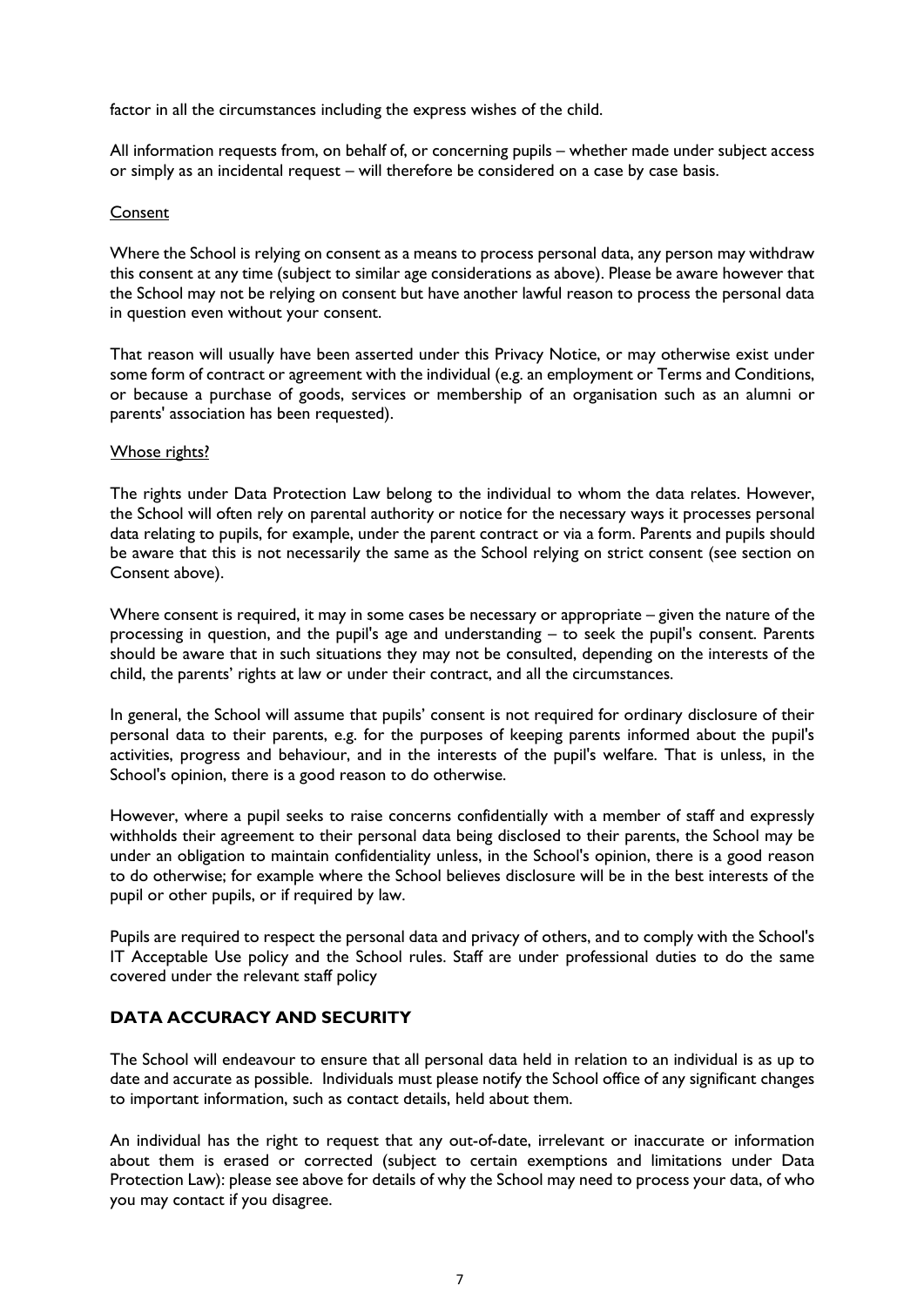factor in all the circumstances including the express wishes of the child.

All information requests from, on behalf of, or concerning pupils – whether made under subject access or simply as an incidental request – will therefore be considered on a case by case basis.

<u>Consent</u>

Where the School is relying on consent as a means to process personal data, any person may withdraw this consent at any time (subject to similar age considerations as above). Please be aware however that the School may not be relying on consent but have another lawful reason to process the personal data in question even without your consent.

That reason will usually have been asserted under this Privacy Notice, or may otherwise exist under some form of contract or agreement with the individual (e.g. an employment or Terms and Conditions, or because a purchase of goods, services or membership of an organisation such as an alumni or parents' association has been requested).

<u>Whose rights?</u>

The rights under Data Protection Law belong to the individual to whom the data relates. However, the School will often rely on parental authority or notice for the necessary ways it processes personal data relating to pupils, for example, under the parent contract or via a form. Parents and pupils should be aware that this is not necessarily the same as the School relying on strict consent (see section on Consent above).

Where consent is required, it may in some cases be necessary or appropriate – given the nature of the processing in question, and the pupil's age and understanding – to seek the pupil's consent. Parents should be aware that in such situations they may not be consulted, depending on the interests of the child, the parents' rights at law or under their contract, and all the circumstances.

In general, the School will assume that pupils' consent is not required for ordinary disclosure of their personal data to their parents, e.g. for the purposes of keeping parents informed about the pupil's activities, progress and behaviour, and in the interests of the pupil's welfare. That is unless, in the School's opinion, there is a good reason to do otherwise.

However, where a pupil seeks to raise concerns confidentially with a member of staff and expressly withholds their agreement to their personal data being disclosed to their parents, the School may be under an obligation to maintain confidentiality unless, in the School's opinion, there is a good reason to do otherwise; for example where the School believes disclosure will be in the best interests of the pupil or other pupils, or if required by law.

Pupils are required to respect the personal data and privacy of others, and to comply with the School's IT Acceptable Use policy and the School rules. Staff are under professional duties to do the same covered under the relevant staff policy

## DATA ACCURACY AND SECURITY

The School will endeavour to ensure that all personal data held in relation to an individual is as up to date and accurate as possible. Individuals must please notify the School office of any significant changes to important information, such as contact details, held about them.

An individual has the right to request that any out-of-date, irrelevant or inaccurate or information about them is erased or corrected (subject to certain exemptions and limitations under Data Protection Law): please see above for details of why the School may need to process your data, of who you may contact if you disagree.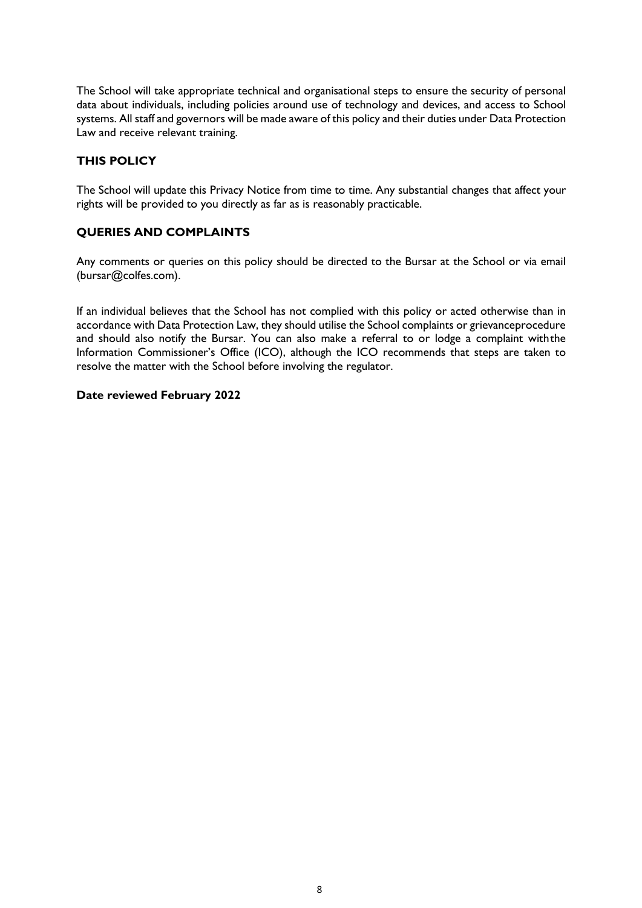The School will take appropriate technical and organisational steps to ensure the security of personal data about individuals, including policies around use of technology and devices, and access to School systems. All staff and governors will be made aware of this policy and their duties under Data Protection Law and receive relevant training.

## THIS POLICY

The School will update this Privacy Notice from time to time. Any substantial changes that affect your rights will be provided to you directly as far as is reasonably practicable.

## QUERIES AND COMPLAINTS

Any comments or queries on this policy should be directed to the Bursar at the School or via email (bursar@colfes.com).

If an individual believes that the School has not complied with this policy or acted otherwise than in accordance with Data Protection Law, they should utilise the School complaints or grievanceprocedure and should also notify the Bursar. You can also make a referral to or lodge a complaint withthe Information Commissioner's Office (ICO), although the ICO recommends that steps are taken to resolve the matter with the School before involving the regulator.

**Date reviewed February 2022**